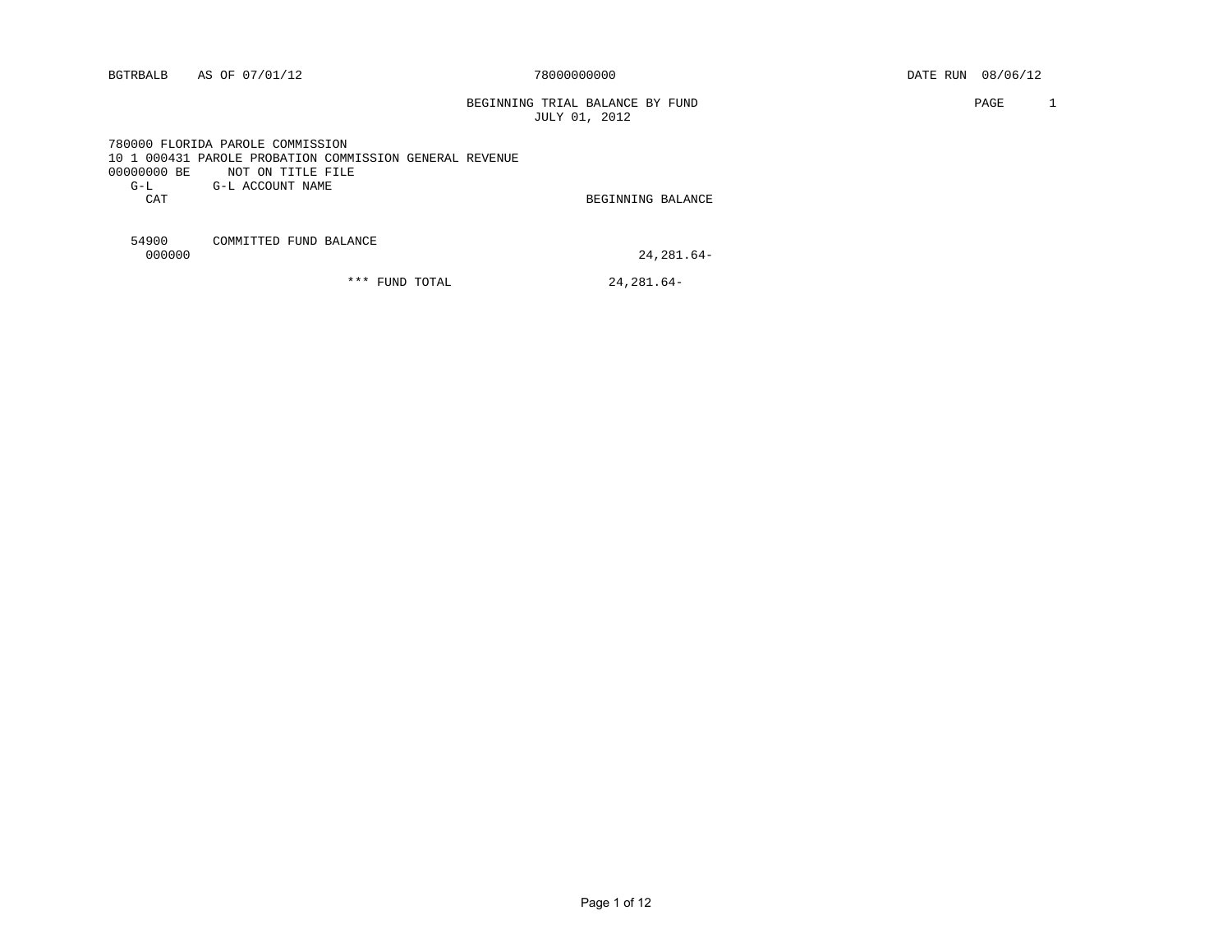BGTRBALB AS OF 07/01/12 78000000000 DATE RUN 08/06/12

BEGINNING TRIAL BALANCE BY FUND
JULY 01, 2012

780000 FLORIDA PAROLE COMMISSION
10 1 000431 PAROLE PROBATION COMMISSION GENERAL REVENUE
00000000 BE NOT ON TITLE FILE

| G-L / CAT | G-L ACCOUNT NAME | BEGINNING BALANCE |
|---|---|---|
| 54900 | COMMITTED FUND BALANCE | |
| 000000 | | 24,281.64- |
| | *** FUND TOTAL | 24,281.64- |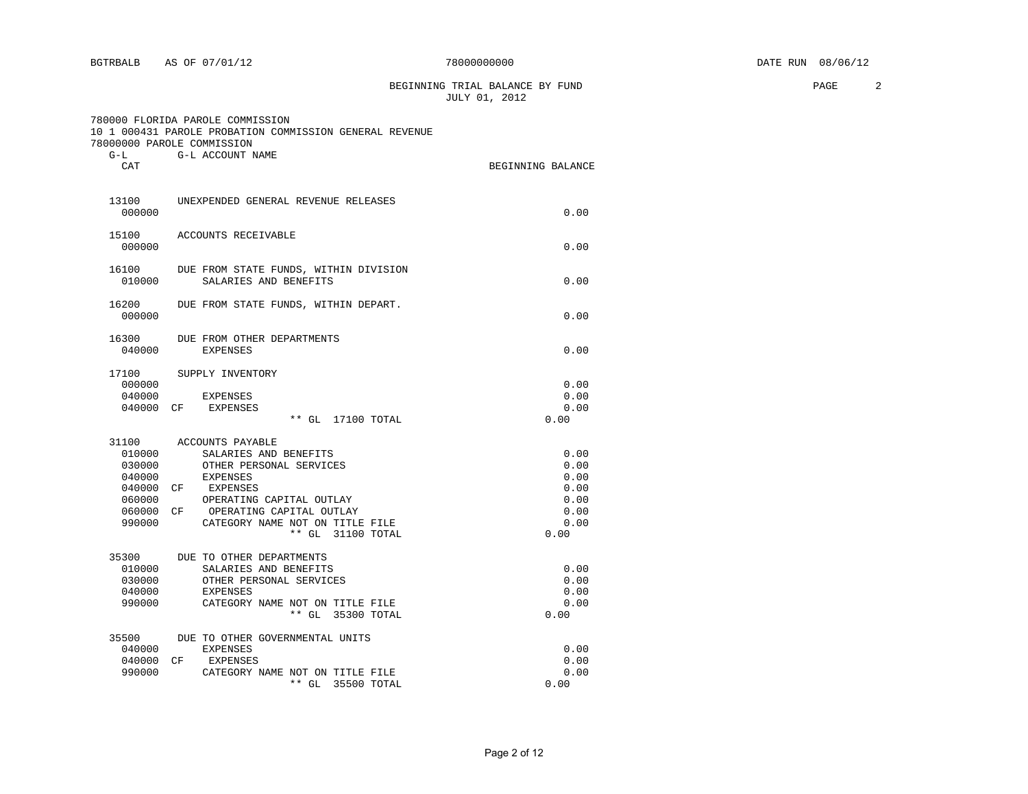BGTRBALB AS OF 07/01/12 78000000000 DATE RUN 08/06/12

# BEGINNING TRIAL BALANCE BY FUND
JULY 01, 2012

780000 FLORIDA PAROLE COMMISSION
10 1 000431 PAROLE PROBATION COMMISSION GENERAL REVENUE
78000000 PAROLE COMMISSION

| G-L / CAT | | G-L ACCOUNT NAME | BEGINNING BALANCE |
|---|---|---|---|
| 13100 | | UNEXPENDED GENERAL REVENUE RELEASES | |
| 000000 | | | 0.00 |
| 15100 | | ACCOUNTS RECEIVABLE | |
| 000000 | | | 0.00 |
| 16100 | | DUE FROM STATE FUNDS, WITHIN DIVISION | |
| 010000 | | SALARIES AND BENEFITS | 0.00 |
| 16200 | | DUE FROM STATE FUNDS, WITHIN DEPART. | |
| 000000 | | | 0.00 |
| 16300 | | DUE FROM OTHER DEPARTMENTS | |
| 040000 | | EXPENSES | 0.00 |
| 17100 | | SUPPLY INVENTORY | |
| 000000 | | | 0.00 |
| 040000 | | EXPENSES | 0.00 |
| 040000 | CF | EXPENSES | 0.00 |
| | | ** GL 17100 TOTAL | 0.00 |
| 31100 | | ACCOUNTS PAYABLE | |
| 010000 | | SALARIES AND BENEFITS | 0.00 |
| 030000 | | OTHER PERSONAL SERVICES | 0.00 |
| 040000 | | EXPENSES | 0.00 |
| 040000 | CF | EXPENSES | 0.00 |
| 060000 | | OPERATING CAPITAL OUTLAY | 0.00 |
| 060000 | CF | OPERATING CAPITAL OUTLAY | 0.00 |
| 990000 | | CATEGORY NAME NOT ON TITLE FILE | 0.00 |
| | | ** GL 31100 TOTAL | 0.00 |
| 35300 | | DUE TO OTHER DEPARTMENTS | |
| 010000 | | SALARIES AND BENEFITS | 0.00 |
| 030000 | | OTHER PERSONAL SERVICES | 0.00 |
| 040000 | | EXPENSES | 0.00 |
| 990000 | | CATEGORY NAME NOT ON TITLE FILE | 0.00 |
| | | ** GL 35300 TOTAL | 0.00 |
| 35500 | | DUE TO OTHER GOVERNMENTAL UNITS | |
| 040000 | | EXPENSES | 0.00 |
| 040000 | CF | EXPENSES | 0.00 |
| 990000 | | CATEGORY NAME NOT ON TITLE FILE | 0.00 |
| | | ** GL 35500 TOTAL | 0.00 |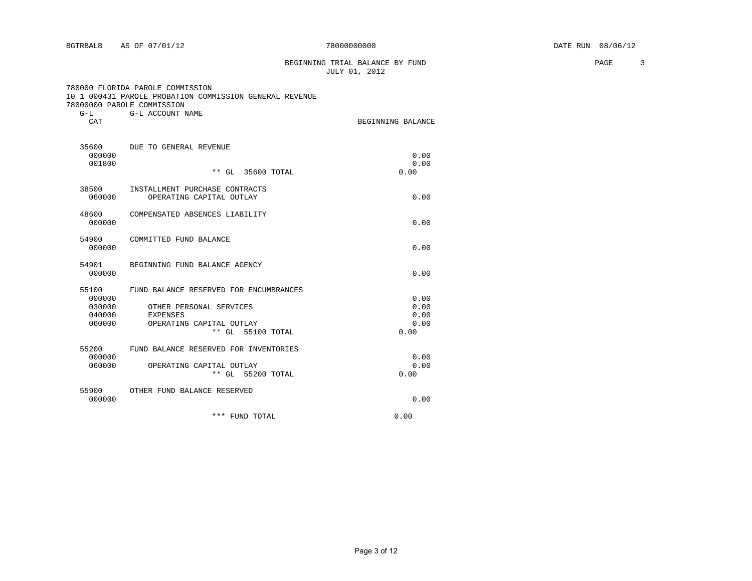BGTRBALB AS OF 07/01/12 78000000000 DATE RUN 08/06/12

BEGINNING TRIAL BALANCE BY FUND
JULY 01, 2012

780000 FLORIDA PAROLE COMMISSION
10 1 000431 PAROLE PROBATION COMMISSION GENERAL REVENUE
78000000 PAROLE COMMISSION

| G-L CAT | G-L ACCOUNT NAME | BEGINNING BALANCE |
|---|---|---|
| 35600 | DUE TO GENERAL REVENUE | |
| 000000 | | 0.00 |
| 001800 | | 0.00 |
| | ** GL 35600 TOTAL | 0.00 |
| 38500 | INSTALLMENT PURCHASE CONTRACTS | |
| 060000 | OPERATING CAPITAL OUTLAY | 0.00 |
| 48600 | COMPENSATED ABSENCES LIABILITY | |
| 000000 | | 0.00 |
| 54900 | COMMITTED FUND BALANCE | |
| 000000 | | 0.00 |
| 54901 | BEGINNING FUND BALANCE AGENCY | |
| 000000 | | 0.00 |
| 55100 | FUND BALANCE RESERVED FOR ENCUMBRANCES | |
| 000000 | | 0.00 |
| 030000 | OTHER PERSONAL SERVICES | 0.00 |
| 040000 | EXPENSES | 0.00 |
| 060000 | OPERATING CAPITAL OUTLAY | 0.00 |
| | ** GL 55100 TOTAL | 0.00 |
| 55200 | FUND BALANCE RESERVED FOR INVENTORIES | |
| 000000 | | 0.00 |
| 060000 | OPERATING CAPITAL OUTLAY | 0.00 |
| | ** GL 55200 TOTAL | 0.00 |
| 55900 | OTHER FUND BALANCE RESERVED | |
| 000000 | | 0.00 |
| | *** FUND TOTAL | 0.00 |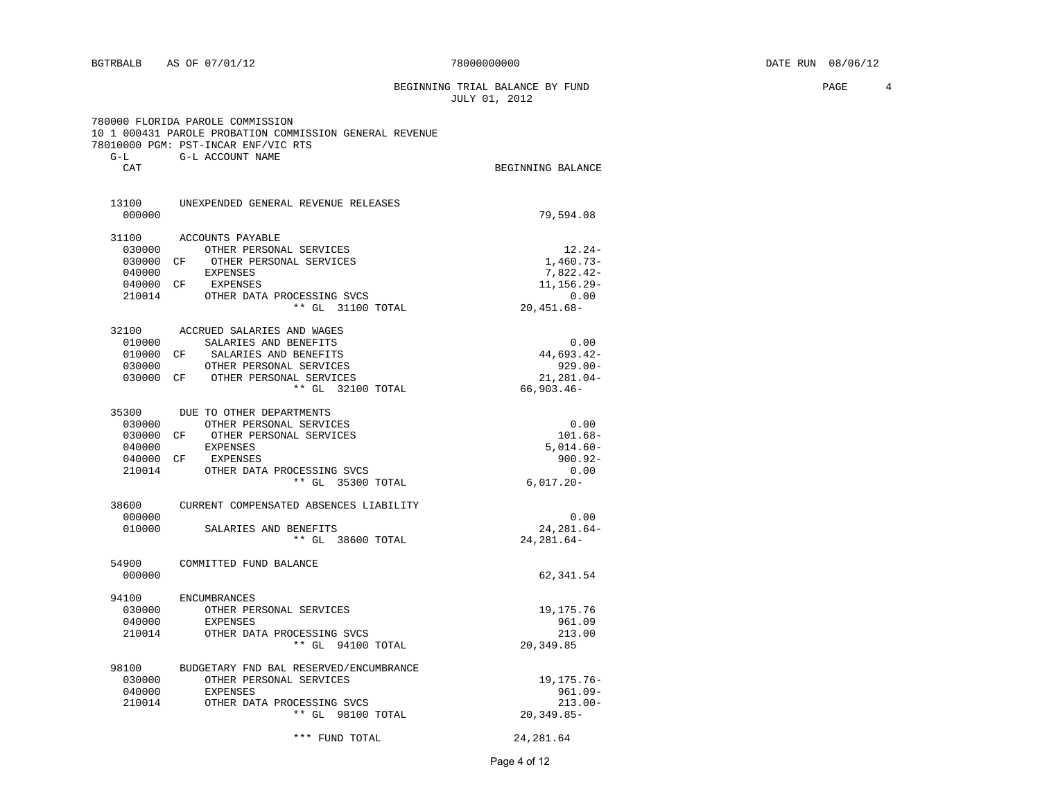BGTRBALB AS OF 07/01/12 78000000000 DATE RUN 08/06/12

BEGINNING TRIAL BALANCE BY FUND
JULY 01, 2012

780000 FLORIDA PAROLE COMMISSION
10 1 000431 PAROLE PROBATION COMMISSION GENERAL REVENUE
78010000 PGM: PST-INCAR ENF/VIC RTS

| G-L CAT | | G-L ACCOUNT NAME | BEGINNING BALANCE |
|---|---|---|---|
| 13100 | | UNEXPENDED GENERAL REVENUE RELEASES | |
| 000000 | | | 79,594.08 |
| 31100 | | ACCOUNTS PAYABLE | |
| 030000 | | OTHER PERSONAL SERVICES | 12.24- |
| 030000 | CF | OTHER PERSONAL SERVICES | 1,460.73- |
| 040000 | | EXPENSES | 7,822.42- |
| 040000 | CF | EXPENSES | 11,156.29- |
| 210014 | | OTHER DATA PROCESSING SVCS | 0.00 |
| | | ** GL 31100 TOTAL | 20,451.68- |
| 32100 | | ACCRUED SALARIES AND WAGES | |
| 010000 | | SALARIES AND BENEFITS | 0.00 |
| 010000 | CF | SALARIES AND BENEFITS | 44,693.42- |
| 030000 | | OTHER PERSONAL SERVICES | 929.00- |
| 030000 | CF | OTHER PERSONAL SERVICES | 21,281.04- |
| | | ** GL 32100 TOTAL | 66,903.46- |
| 35300 | | DUE TO OTHER DEPARTMENTS | |
| 030000 | | OTHER PERSONAL SERVICES | 0.00 |
| 030000 | CF | OTHER PERSONAL SERVICES | 101.68- |
| 040000 | | EXPENSES | 5,014.60- |
| 040000 | CF | EXPENSES | 900.92- |
| 210014 | | OTHER DATA PROCESSING SVCS | 0.00 |
| | | ** GL 35300 TOTAL | 6,017.20- |
| 38600 | | CURRENT COMPENSATED ABSENCES LIABILITY | |
| 000000 | | | 0.00 |
| 010000 | | SALARIES AND BENEFITS | 24,281.64- |
| | | ** GL 38600 TOTAL | 24,281.64- |
| 54900 | | COMMITTED FUND BALANCE | |
| 000000 | | | 62,341.54 |
| 94100 | | ENCUMBRANCES | |
| 030000 | | OTHER PERSONAL SERVICES | 19,175.76 |
| 040000 | | EXPENSES | 961.09 |
| 210014 | | OTHER DATA PROCESSING SVCS | 213.00 |
| | | ** GL 94100 TOTAL | 20,349.85 |
| 98100 | | BUDGETARY FND BAL RESERVED/ENCUMBRANCE | |
| 030000 | | OTHER PERSONAL SERVICES | 19,175.76- |
| 040000 | | EXPENSES | 961.09- |
| 210014 | | OTHER DATA PROCESSING SVCS | 213.00- |
| | | ** GL 98100 TOTAL | 20,349.85- |
| | | *** FUND TOTAL | 24,281.64 |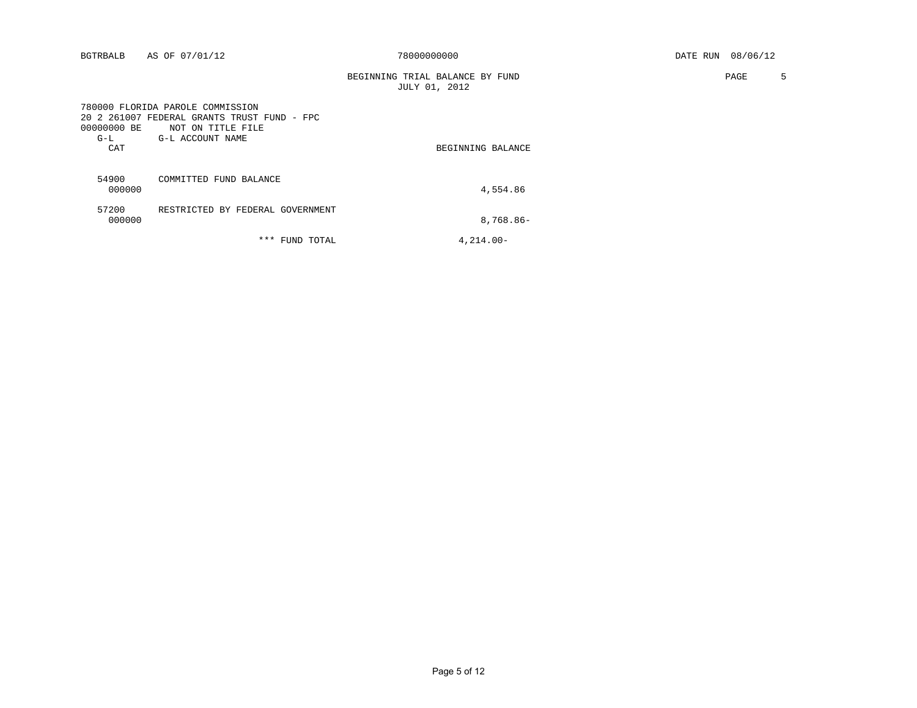BGTRBALB AS OF 07/01/12 78000000000 DATE RUN 08/06/12

BEGINNING TRIAL BALANCE BY FUND
JULY 01, 2012

780000 FLORIDA PAROLE COMMISSION
20 2 261007 FEDERAL GRANTS TRUST FUND - FPC
00000000 BE NOT ON TITLE FILE

| G-L / CAT | G-L ACCOUNT NAME | BEGINNING BALANCE |
|---|---|---|
| 54900 / 000000 | COMMITTED FUND BALANCE | 4,554.86 |
| 57200 / 000000 | RESTRICTED BY FEDERAL GOVERNMENT | 8,768.86- |
| | *** FUND TOTAL | 4,214.00- |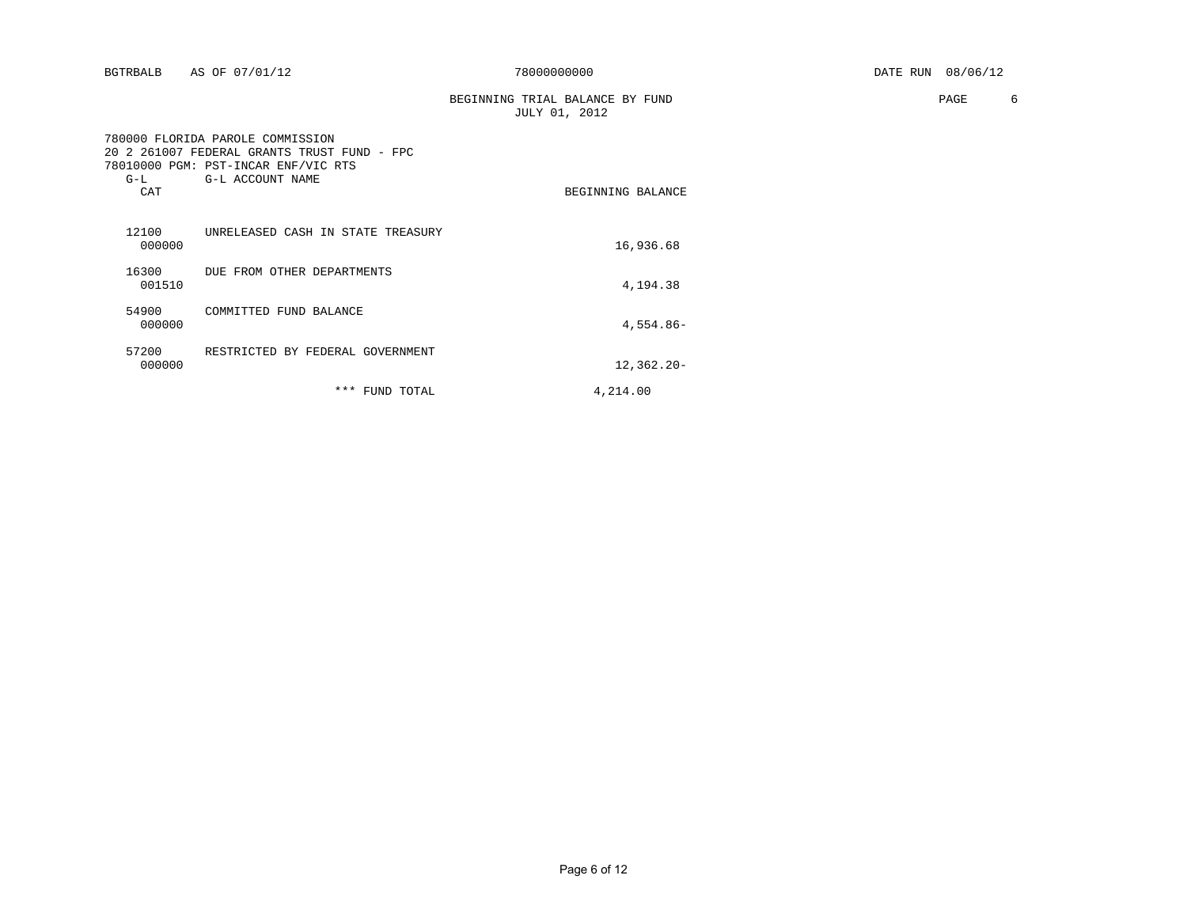BGTRBALB AS OF 07/01/12 78000000000 DATE RUN 08/06/12

BEGINNING TRIAL BALANCE BY FUND
JULY 01, 2012

780000 FLORIDA PAROLE COMMISSION
20 2 261007 FEDERAL GRANTS TRUST FUND - FPC
78010000 PGM: PST-INCAR ENF/VIC RTS

| G-L CAT | G-L ACCOUNT NAME | BEGINNING BALANCE |
|---|---|---|
| 12100 000000 | UNRELEASED CASH IN STATE TREASURY | 16,936.68 |
| 16300 001510 | DUE FROM OTHER DEPARTMENTS | 4,194.38 |
| 54900 000000 | COMMITTED FUND BALANCE | 4,554.86- |
| 57200 000000 | RESTRICTED BY FEDERAL GOVERNMENT | 12,362.20- |
| | *** FUND TOTAL | 4,214.00 |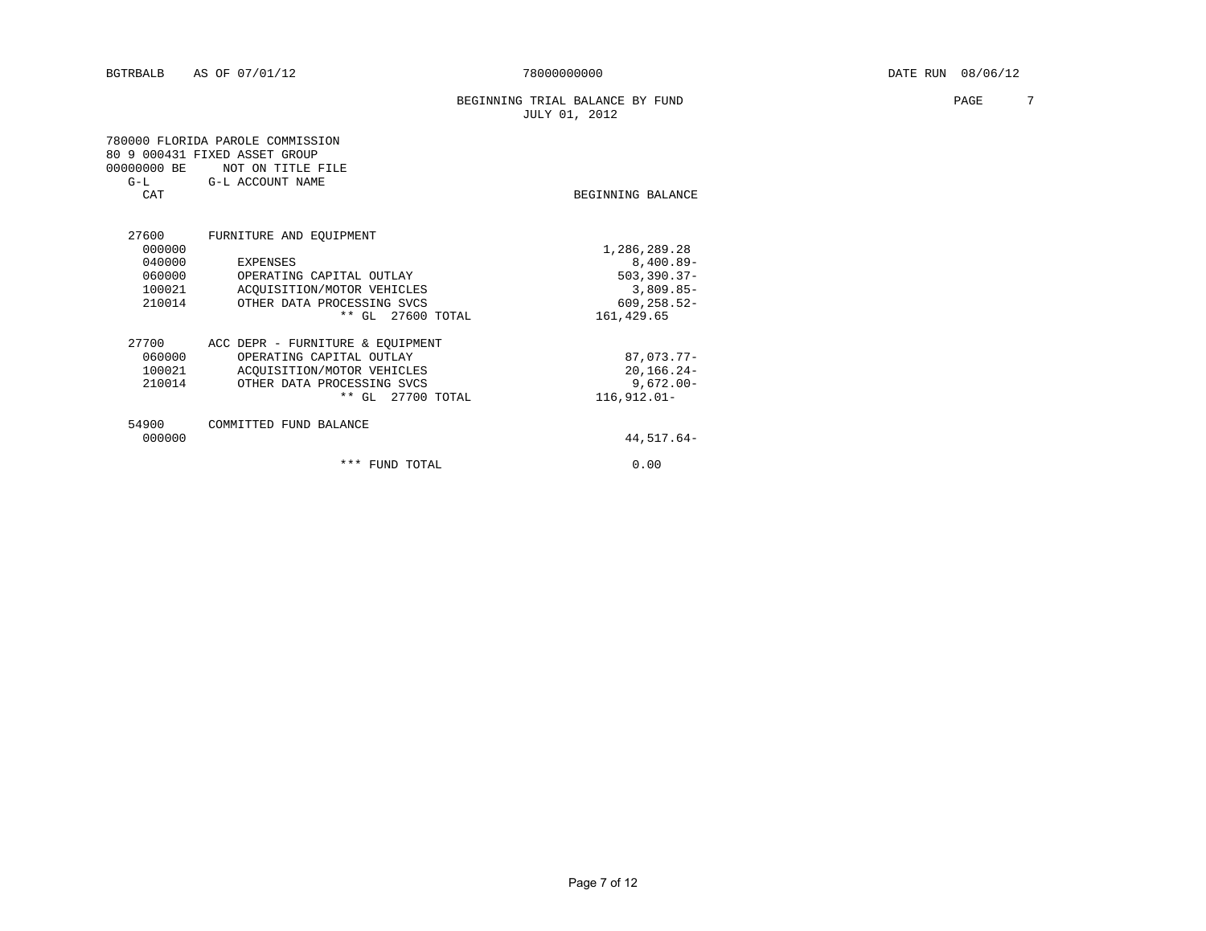BGTRBALB AS OF 07/01/12 78000000000 DATE RUN 08/06/12

BEGINNING TRIAL BALANCE BY FUND
JULY 01, 2012

780000 FLORIDA PAROLE COMMISSION
80 9 000431 FIXED ASSET GROUP
00000000 BE NOT ON TITLE FILE

| G-L CAT | G-L ACCOUNT NAME | BEGINNING BALANCE |
|---|---|---|
| 27600 | FURNITURE AND EQUIPMENT | |
| 000000 | | 1,286,289.28 |
| 040000 | EXPENSES | 8,400.89- |
| 060000 | OPERATING CAPITAL OUTLAY | 503,390.37- |
| 100021 | ACQUISITION/MOTOR VEHICLES | 3,809.85- |
| 210014 | OTHER DATA PROCESSING SVCS | 609,258.52- |
| | ** GL 27600 TOTAL | 161,429.65 |
| 27700 | ACC DEPR - FURNITURE & EQUIPMENT | |
| 060000 | OPERATING CAPITAL OUTLAY | 87,073.77- |
| 100021 | ACQUISITION/MOTOR VEHICLES | 20,166.24- |
| 210014 | OTHER DATA PROCESSING SVCS | 9,672.00- |
| | ** GL 27700 TOTAL | 116,912.01- |
| 54900 | COMMITTED FUND BALANCE | |
| 000000 | | 44,517.64- |
| | *** FUND TOTAL | 0.00 |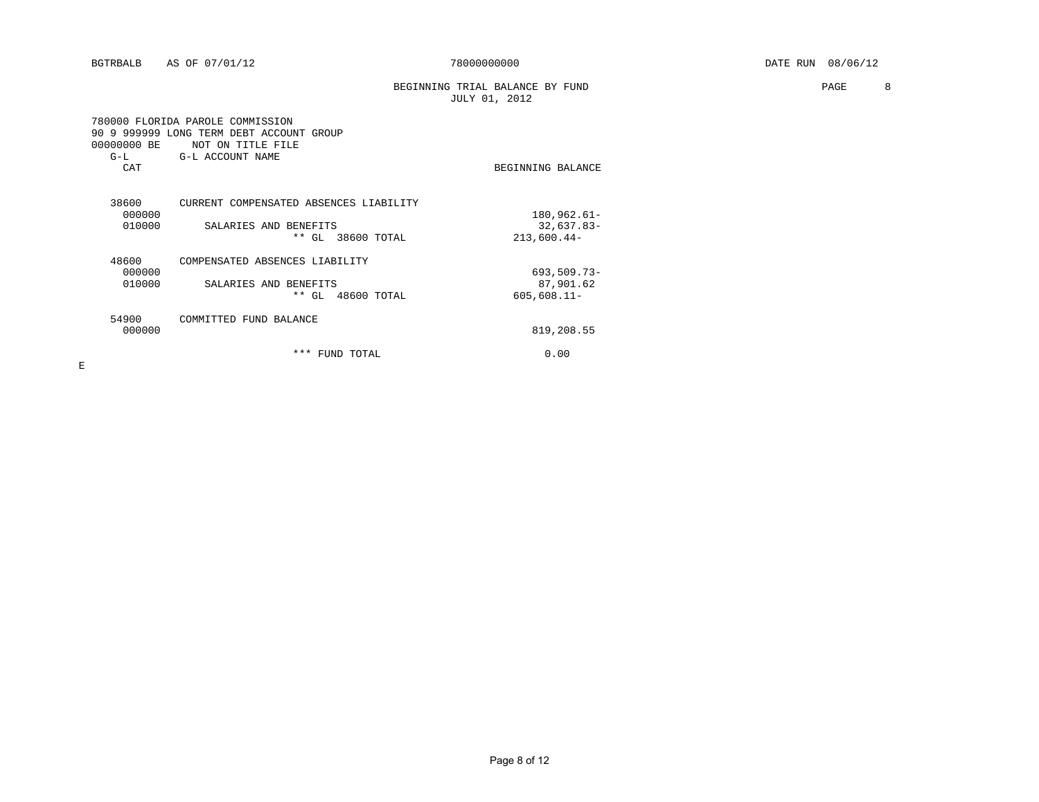BGTRBALB AS OF 07/01/12 78000000000 DATE RUN 08/06/12

BEGINNING TRIAL BALANCE BY FUND
JULY 01, 2012

780000 FLORIDA PAROLE COMMISSION
90 9 999999 LONG TERM DEBT ACCOUNT GROUP
00000000 BE NOT ON TITLE FILE

| G-L CAT | G-L ACCOUNT NAME | BEGINNING BALANCE |
|---|---|---|
| 38600 | CURRENT COMPENSATED ABSENCES LIABILITY | |
| 000000 | | 180,962.61- |
| 010000 | SALARIES AND BENEFITS | 32,637.83- |
| | ** GL 38600 TOTAL | 213,600.44- |
| 48600 | COMPENSATED ABSENCES LIABILITY | |
| 000000 | | 693,509.73- |
| 010000 | SALARIES AND BENEFITS | 87,901.62 |
| | ** GL 48600 TOTAL | 605,608.11- |
| 54900 | COMMITTED FUND BALANCE | |
| 000000 | | 819,208.55 |
| | *** FUND TOTAL | 0.00 |

E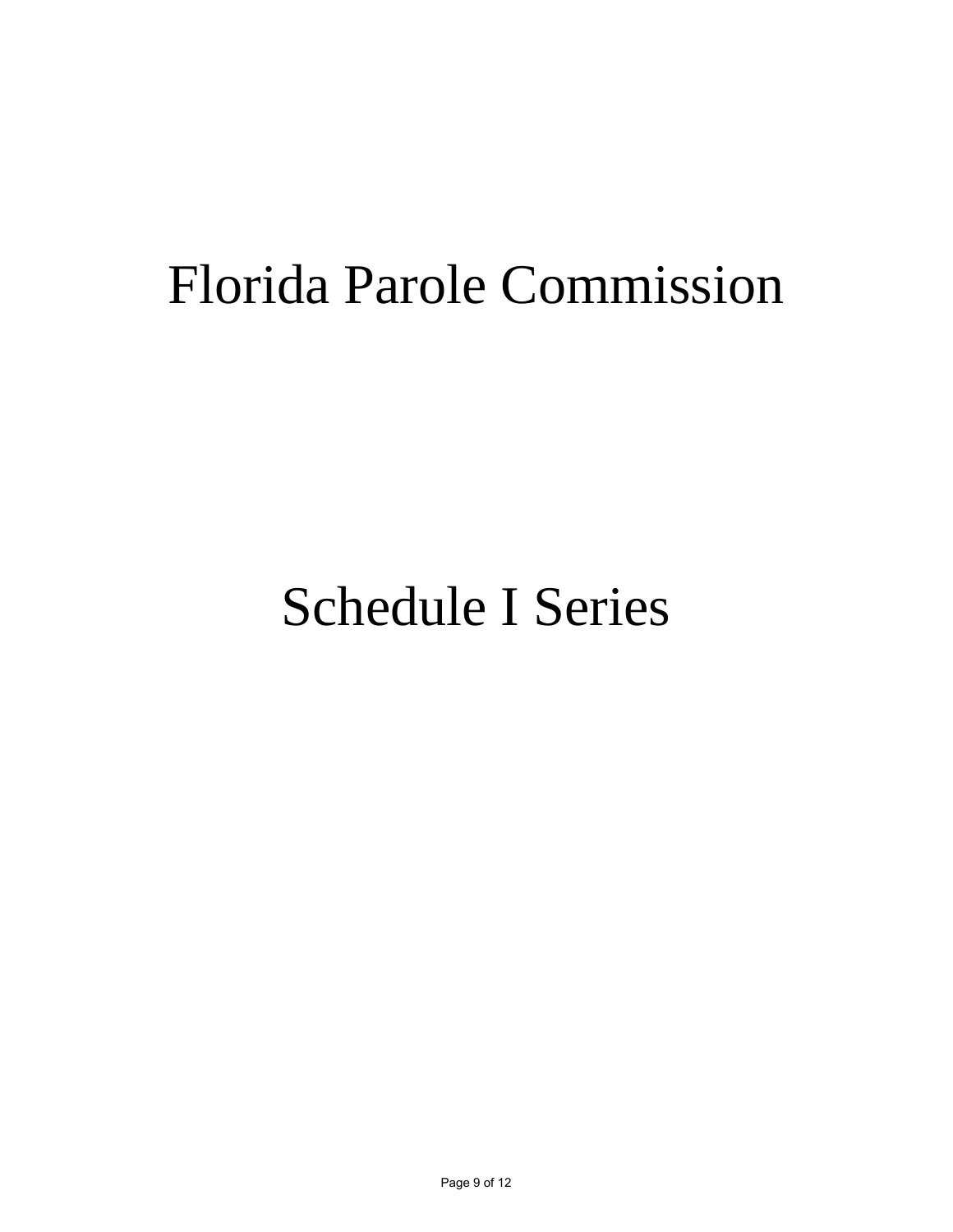# Florida Parole Commission

# Schedule I Series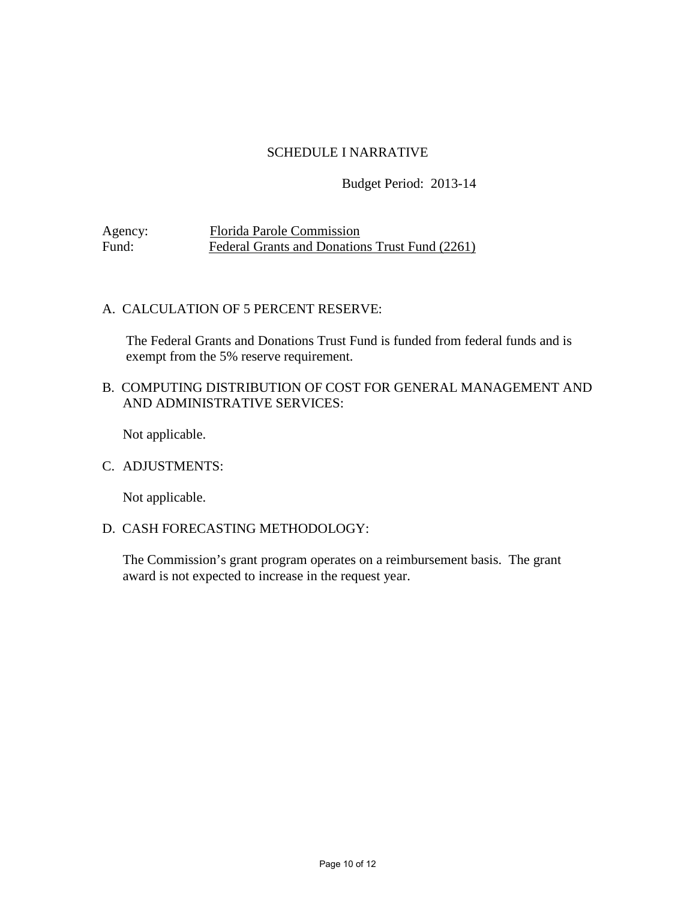# SCHEDULE I NARRATIVE

Budget Period: 2013-14

Agency: Florida Parole Commission
Fund: Federal Grants and Donations Trust Fund (2261)

## A. CALCULATION OF 5 PERCENT RESERVE:

The Federal Grants and Donations Trust Fund is funded from federal funds and is exempt from the 5% reserve requirement.

## B. COMPUTING DISTRIBUTION OF COST FOR GENERAL MANAGEMENT AND AND ADMINISTRATIVE SERVICES:

Not applicable.

## C. ADJUSTMENTS:

Not applicable.

## D. CASH FORECASTING METHODOLOGY:

The Commission's grant program operates on a reimbursement basis. The grant award is not expected to increase in the request year.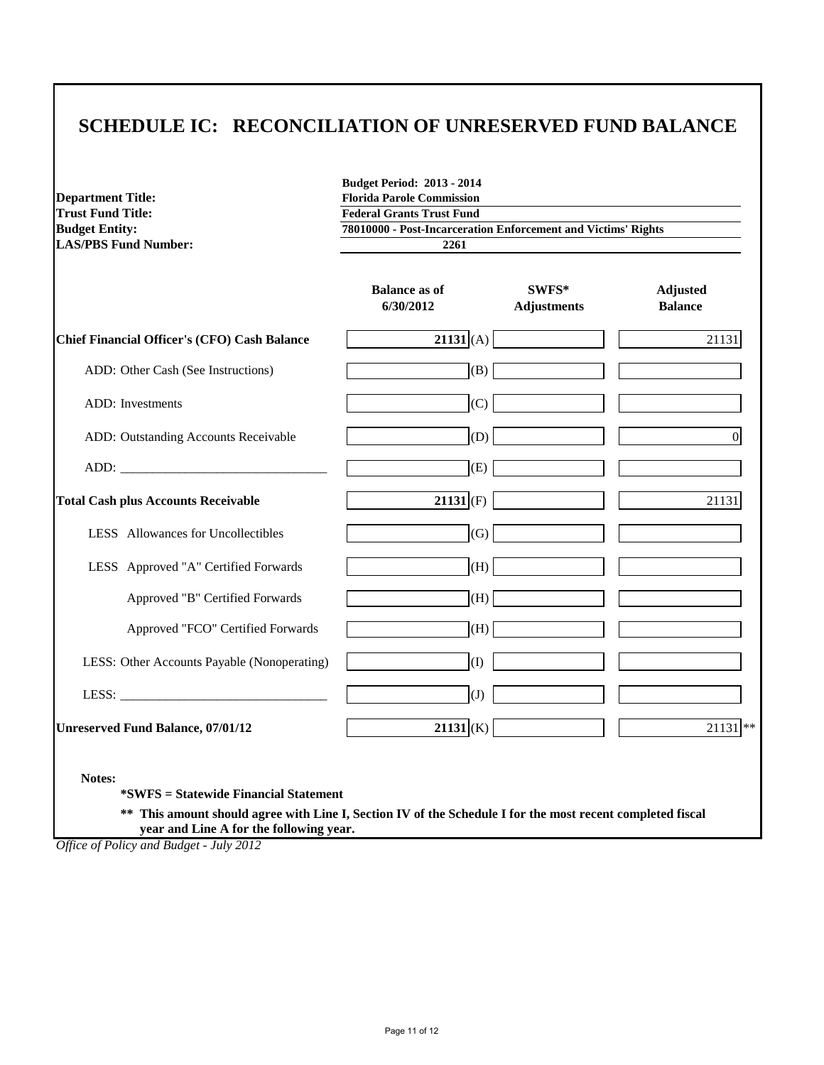# SCHEDULE IC: RECONCILIATION OF UNRESERVED FUND BALANCE

| | |
|---|---|
| | **Budget Period: 2013 - 2014** |
| **Department Title:** | **Florida Parole Commission** |
| **Trust Fund Title:** | **Federal Grants Trust Fund** |
| **Budget Entity:** | **78010000 - Post-Incarceration Enforcement and Victims' Rights** |
| **LAS/PBS Fund Number:** | **2261** |

| | Balance as of 6/30/2012 | | SWFS* Adjustments | Adjusted Balance |
|---|---|---|---|---|
| **Chief Financial Officer's (CFO) Cash Balance** | **21131** | (A) | | 21131 |
| ADD: Other Cash (See Instructions) | | (B) | | |
| ADD: Investments | | (C) | | |
| ADD: Outstanding Accounts Receivable | | (D) | | 0 |
| ADD: _______________________________ | | (E) | | |
| **Total Cash plus Accounts Receivable** | **21131** | (F) | | 21131 |
| LESS Allowances for Uncollectibles | | (G) | | |
| LESS Approved "A" Certified Forwards | | (H) | | |
| Approved "B" Certified Forwards | | (H) | | |
| Approved "FCO" Certified Forwards | | (H) | | |
| LESS: Other Accounts Payable (Nonoperating) | | (I) | | |
| LESS: _______________________________ | | (J) | | |
| **Unreserved Fund Balance, 07/01/12** | **21131** | (K) | | 21131 ** |

**Notes:**

**\*SWFS = Statewide Financial Statement**

**\*\* This amount should agree with Line I, Section IV of the Schedule I for the most recent completed fiscal year and Line A for the following year.**

*Office of Policy and Budget - July 2012*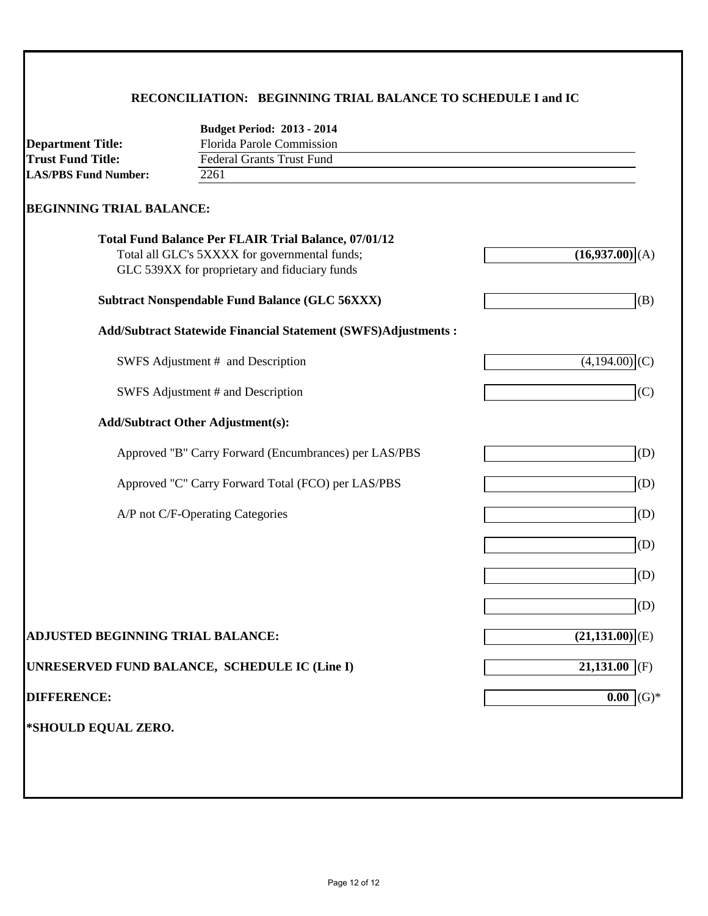# RECONCILIATION: BEGINNING TRIAL BALANCE TO SCHEDULE I and IC

**Budget Period: 2013 - 2014**

**Department Title:** Florida Parole Commission
**Trust Fund Title:** Federal Grants Trust Fund
**LAS/PBS Fund Number:** 2261

## BEGINNING TRIAL BALANCE:

| | | |
|---|---|---|
| **Total Fund Balance Per FLAIR Trial Balance, 07/01/12** | | |
| Total all GLC's 5XXXX for governmental funds; GLC 539XX for proprietary and fiduciary funds | **(16,937.00)** | (A) |
| **Subtract Nonspendable Fund Balance (GLC 56XXX)** | | (B) |
| **Add/Subtract Statewide Financial Statement (SWFS)Adjustments :** | | |
| SWFS Adjustment # and Description | (4,194.00) | (C) |
| SWFS Adjustment # and Description | | (C) |
| **Add/Subtract Other Adjustment(s):** | | |
| Approved "B" Carry Forward (Encumbrances) per LAS/PBS | | (D) |
| Approved "C" Carry Forward Total (FCO) per LAS/PBS | | (D) |
| A/P not C/F-Operating Categories | | (D) |
| | | (D) |
| | | (D) |
| | | (D) |
| **ADJUSTED BEGINNING TRIAL BALANCE:** | **(21,131.00)** | (E) |
| **UNRESERVED FUND BALANCE, SCHEDULE IC (Line I)** | **21,131.00** | (F) |
| **DIFFERENCE:** | **0.00** | (G)* |

**\*SHOULD EQUAL ZERO.**